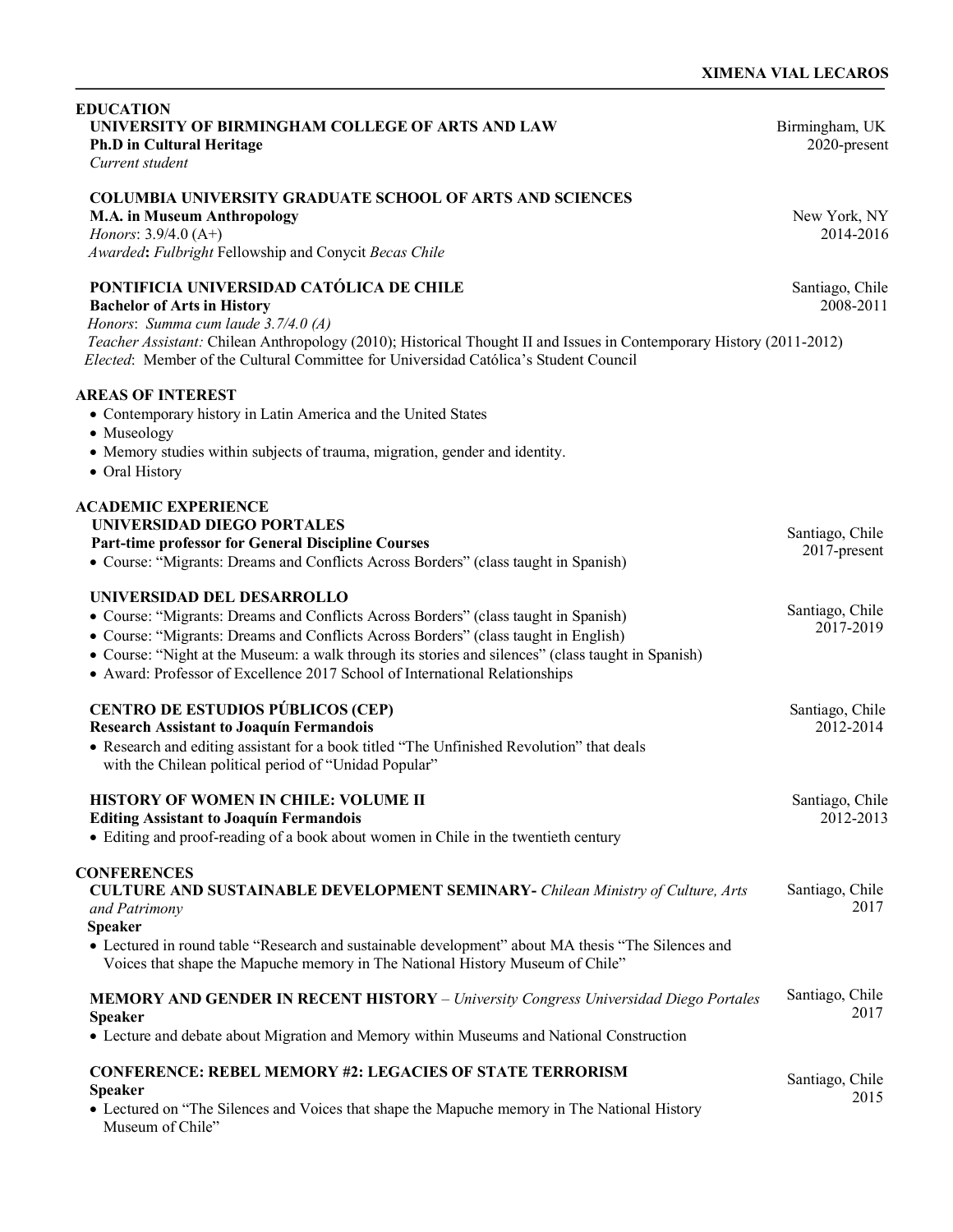# XIMENA VIAL LECAROS

## EDUCATION

**UNIVERSITY OF BIRMINGHAM COLLEGE OF ARTS AND LAW** — Birmingham, UK
**Ph.D in Cultural Heritage** — 2020-present
*Current student*

**COLUMBIA UNIVERSITY GRADUATE SCHOOL OF ARTS AND SCIENCES**
**M.A. in Museum Anthropology** — New York, NY
*Honors*: 3.9/4.0 (A+) — 2014-2016
*Awarded***:** *Fulbright* Fellowship and Conycit *Becas Chile*

**PONTIFICIA UNIVERSIDAD CATÓLICA DE CHILE** — Santiago, Chile
**Bachelor of Arts in History** — 2008-2011
*Honors*: *Summa cum laude 3.7/4.0 (A)*
*Teacher Assistant:* Chilean Anthropology (2010); Historical Thought II and Issues in Contemporary History (2011-2012)
*Elected*: Member of the Cultural Committee for Universidad Católica's Student Council

## AREAS OF INTEREST

- Contemporary history in Latin America and the United States
- Museology
- Memory studies within subjects of trauma, migration, gender and identity.
- Oral History

## ACADEMIC EXPERIENCE

**UNIVERSIDAD DIEGO PORTALES** — Santiago, Chile
**Part-time professor for General Discipline Courses** — 2017-present
- Course: "Migrants: Dreams and Conflicts Across Borders" (class taught in Spanish)

**UNIVERSIDAD DEL DESARROLLO** — Santiago, Chile, 2017-2019
- Course: "Migrants: Dreams and Conflicts Across Borders" (class taught in Spanish)
- Course: "Migrants: Dreams and Conflicts Across Borders" (class taught in English)
- Course: "Night at the Museum: a walk through its stories and silences" (class taught in Spanish)
- Award: Professor of Excellence 2017 School of International Relationships

**CENTRO DE ESTUDIOS PÚBLICOS (CEP)** — Santiago, Chile
**Research Assistant to Joaquín Fermandois** — 2012-2014
- Research and editing assistant for a book titled "The Unfinished Revolution" that deals with the Chilean political period of "Unidad Popular"

**HISTORY OF WOMEN IN CHILE: VOLUME II** — Santiago, Chile
**Editing Assistant to Joaquín Fermandois** — 2012-2013
- Editing and proof-reading of a book about women in Chile in the twentieth century

## CONFERENCES

**CULTURE AND SUSTAINABLE DEVELOPMENT SEMINARY-** *Chilean Ministry of Culture, Arts and Patrimony* — Santiago, Chile, 2017
**Speaker**
- Lectured in round table "Research and sustainable development" about MA thesis "The Silences and Voices that shape the Mapuche memory in The National History Museum of Chile"

**MEMORY AND GENDER IN RECENT HISTORY** – *University Congress Universidad Diego Portales* — Santiago, Chile, 2017
**Speaker**
- Lecture and debate about Migration and Memory within Museums and National Construction

**CONFERENCE: REBEL MEMORY #2: LEGACIES OF STATE TERRORISM** — Santiago, Chile, 2015
**Speaker**
- Lectured on "The Silences and Voices that shape the Mapuche memory in The National History Museum of Chile"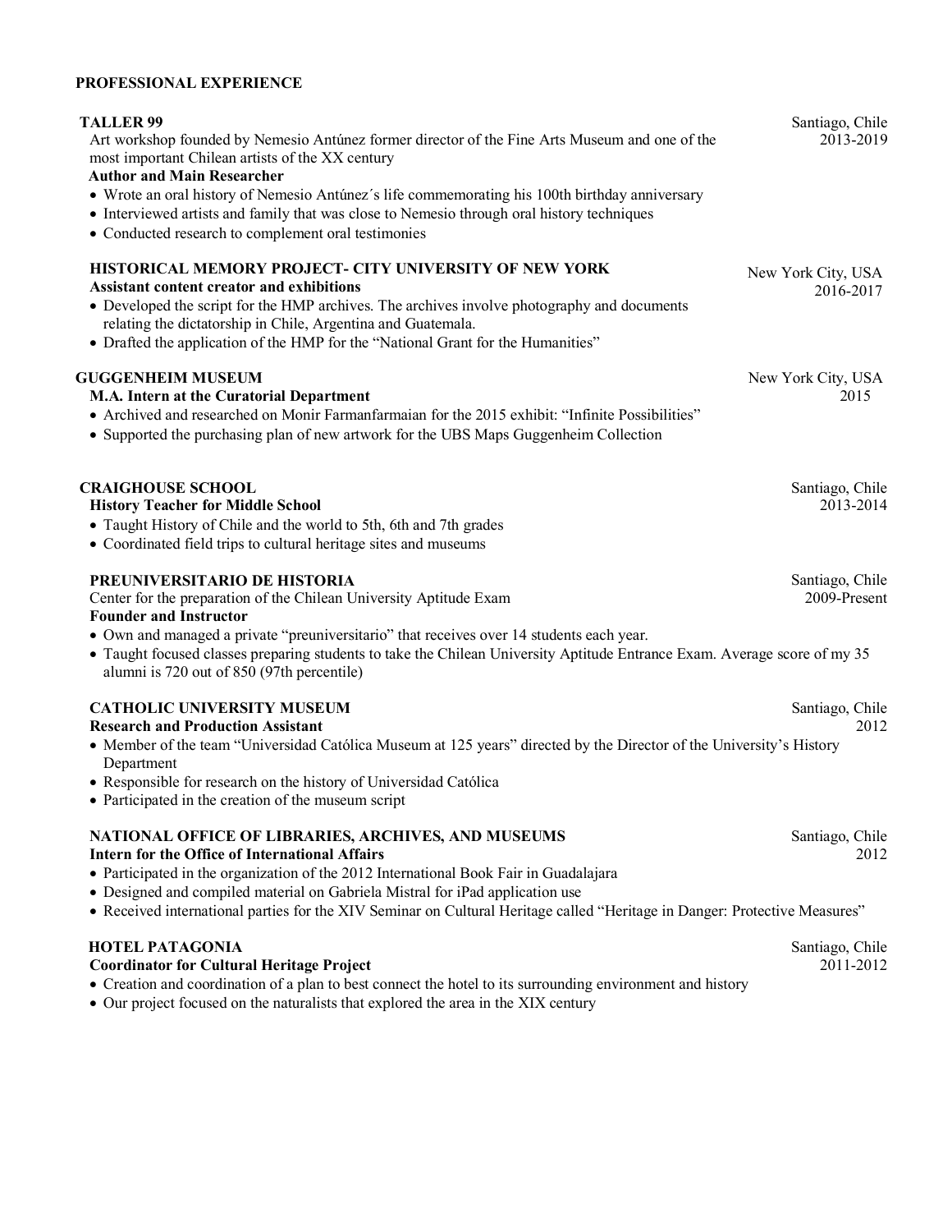## PROFESSIONAL EXPERIENCE

**TALLER 99** — Santiago, Chile, 2013-2019

Art workshop founded by Nemesio Antúnez former director of the Fine Arts Museum and one of the most important Chilean artists of the XX century

**Author and Main Researcher**

- Wrote an oral history of Nemesio Antúnez´s life commemorating his 100th birthday anniversary
- Interviewed artists and family that was close to Nemesio through oral history techniques
- Conducted research to complement oral testimonies

**HISTORICAL MEMORY PROJECT- CITY UNIVERSITY OF NEW YORK** — New York City, USA, 2016-2017

**Assistant content creator and exhibitions**

- Developed the script for the HMP archives. The archives involve photography and documents relating the dictatorship in Chile, Argentina and Guatemala.
- Drafted the application of the HMP for the "National Grant for the Humanities"

**GUGGENHEIM MUSEUM** — New York City, USA, 2015

**M.A. Intern at the Curatorial Department**

- Archived and researched on Monir Farmanfarmaian for the 2015 exhibit: "Infinite Possibilities"
- Supported the purchasing plan of new artwork for the UBS Maps Guggenheim Collection

**CRAIGHOUSE SCHOOL** — Santiago, Chile, 2013-2014

**History Teacher for Middle School**

- Taught History of Chile and the world to 5th, 6th and 7th grades
- Coordinated field trips to cultural heritage sites and museums

**PREUNIVERSITARIO DE HISTORIA** — Santiago, Chile, 2009-Present

Center for the preparation of the Chilean University Aptitude Exam

**Founder and Instructor**

- Own and managed a private "preuniversitario" that receives over 14 students each year.
- Taught focused classes preparing students to take the Chilean University Aptitude Entrance Exam. Average score of my 35 alumni is 720 out of 850 (97th percentile)

**CATHOLIC UNIVERSITY MUSEUM** — Santiago, Chile, 2012

**Research and Production Assistant**

- Member of the team "Universidad Católica Museum at 125 years" directed by the Director of the University's History Department
- Responsible for research on the history of Universidad Católica
- Participated in the creation of the museum script

**NATIONAL OFFICE OF LIBRARIES, ARCHIVES, AND MUSEUMS** — Santiago, Chile, 2012

**Intern for the Office of International Affairs**

- Participated in the organization of the 2012 International Book Fair in Guadalajara
- Designed and compiled material on Gabriela Mistral for iPad application use
- Received international parties for the XIV Seminar on Cultural Heritage called "Heritage in Danger: Protective Measures"

**HOTEL PATAGONIA** — Santiago, Chile, 2011-2012

**Coordinator for Cultural Heritage Project**

- Creation and coordination of a plan to best connect the hotel to its surrounding environment and history
- Our project focused on the naturalists that explored the area in the XIX century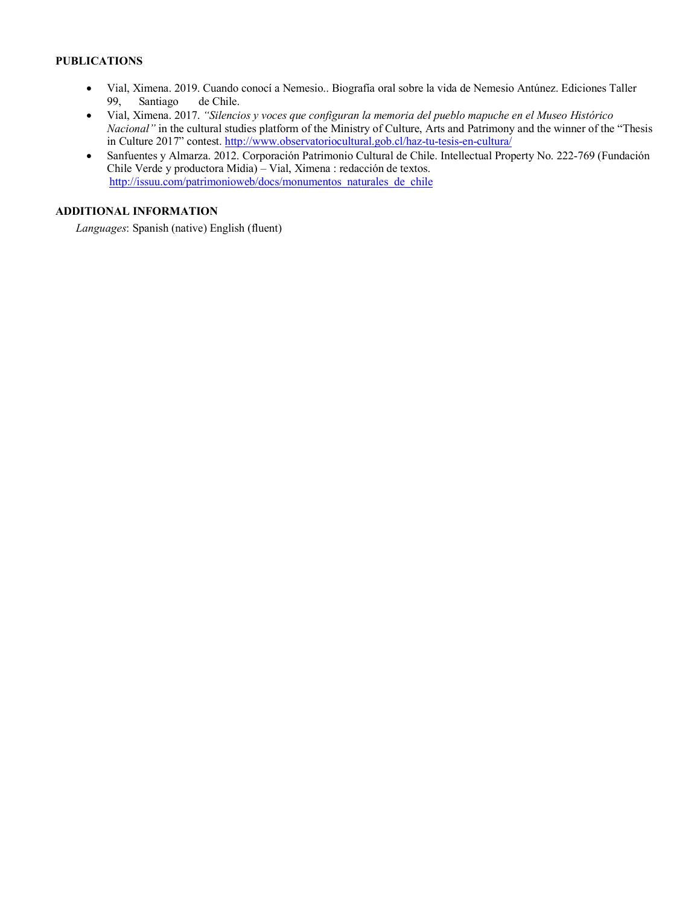**PUBLICATIONS**

- Vial, Ximena. 2019. Cuando conocí a Nemesio.. Biografía oral sobre la vida de Nemesio Antúnez. Ediciones Taller 99, Santiago de Chile.
- Vial, Ximena. 2017. *"Silencios y voces que configuran la memoria del pueblo mapuche en el Museo Histórico Nacional"* in the cultural studies platform of the Ministry of Culture, Arts and Patrimony and the winner of the "Thesis in Culture 2017" contest. http://www.observatoriocultural.gob.cl/haz-tu-tesis-en-cultura/
- Sanfuentes y Almarza. 2012. Corporación Patrimonio Cultural de Chile. Intellectual Property No. 222-769 (Fundación Chile Verde y productora Midia) – Vial, Ximena : redacción de textos. http://issuu.com/patrimonioweb/docs/monumentos_naturales_de_chile

**ADDITIONAL INFORMATION**

*Languages*: Spanish (native) English (fluent)